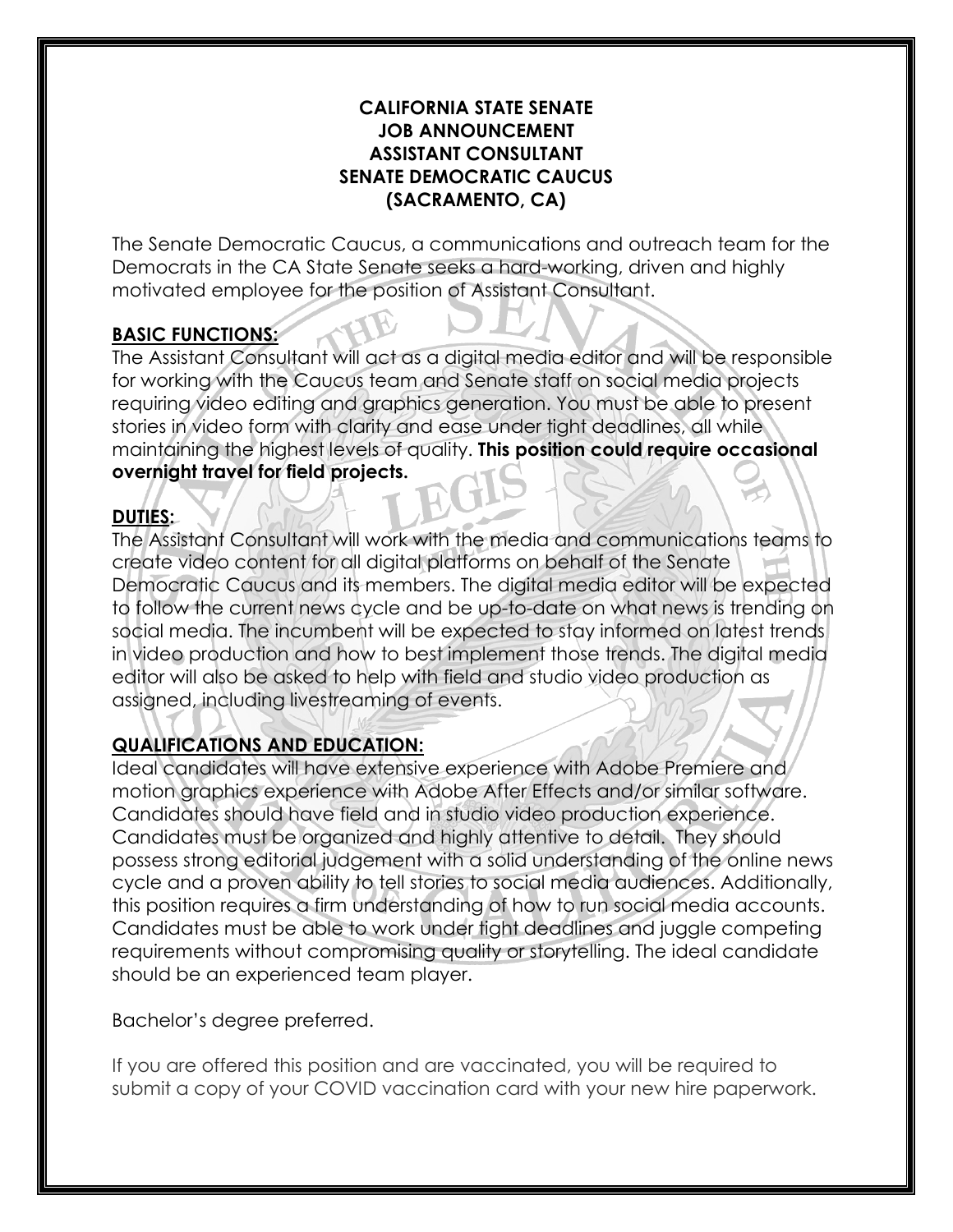**CALIFORNIA STATE SENATE**
**JOB ANNOUNCEMENT**
**ASSISTANT CONSULTANT**
**SENATE DEMOCRATIC CAUCUS**
**(SACRAMENTO, CA)**

The Senate Democratic Caucus, a communications and outreach team for the Democrats in the CA State Senate seeks a hard-working, driven and highly motivated employee for the position of Assistant Consultant.

## BASIC FUNCTIONS:

The Assistant Consultant will act as a digital media editor and will be responsible for working with the Caucus team and Senate staff on social media projects requiring video editing and graphics generation. You must be able to present stories in video form with clarity and ease under tight deadlines, all while maintaining the highest levels of quality. **This position could require occasional overnight travel for field projects.**

## DUTIES:

The Assistant Consultant will work with the media and communications teams to create video content for all digital platforms on behalf of the Senate Democratic Caucus and its members. The digital media editor will be expected to follow the current news cycle and be up-to-date on what news is trending on social media. The incumbent will be expected to stay informed on latest trends in video production and how to best implement those trends. The digital media editor will also be asked to help with field and studio video production as assigned, including livestreaming of events.

## QUALIFICATIONS AND EDUCATION:

Ideal candidates will have extensive experience with Adobe Premiere and motion graphics experience with Adobe After Effects and/or similar software. Candidates should have field and in studio video production experience. Candidates must be organized and highly attentive to detail. They should possess strong editorial judgement with a solid understanding of the online news cycle and a proven ability to tell stories to social media audiences. Additionally, this position requires a firm understanding of how to run social media accounts. Candidates must be able to work under tight deadlines and juggle competing requirements without compromising quality or storytelling. The ideal candidate should be an experienced team player.

Bachelor's degree preferred.

If you are offered this position and are vaccinated, you will be required to submit a copy of your COVID vaccination card with your new hire paperwork.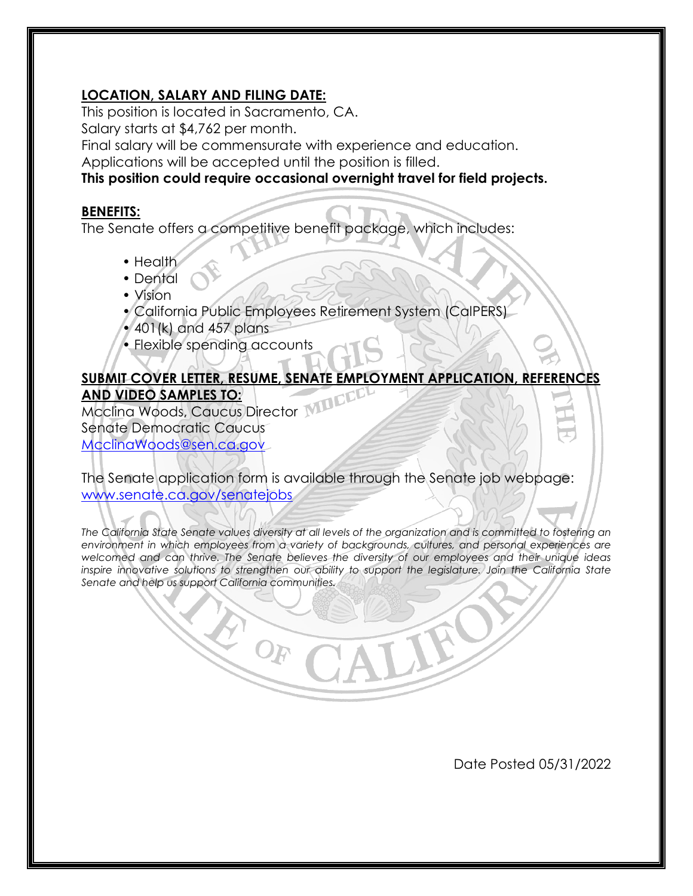**LOCATION, SALARY AND FILING DATE:**

This position is located in Sacramento, CA.
Salary starts at $4,762 per month.
Final salary will be commensurate with experience and education.
Applications will be accepted until the position is filled.
**This position could require occasional overnight travel for field projects.**

**BENEFITS:**

The Senate offers a competitive benefit package, which includes:

- Health
- Dental
- Vision
- California Public Employees Retirement System (CalPERS)
- 401(k) and 457 plans
- Flexible spending accounts

**SUBMIT COVER LETTER, RESUME, SENATE EMPLOYMENT APPLICATION, REFERENCES AND VIDEO SAMPLES TO:**

Mcclina Woods, Caucus Director
Senate Democratic Caucus
[MLink](mailto:MEmail)

The Senate application form is available through the Senate job webpage:
[www.senate.ca.gov/senatejobs](http://www.senate.ca.gov/senatejobs)

*The California State Senate values diversity at all levels of the organization and is committed to fostering an environment in which employees from a variety of backgrounds, cultures, and personal experiences are welcomed and can thrive. The Senate believes the diversity of our employees and their unique ideas inspire innovative solutions to strengthen our ability to support the legislature. Join the California State Senate and help us support California communities.*

Date Posted 05/31/2022